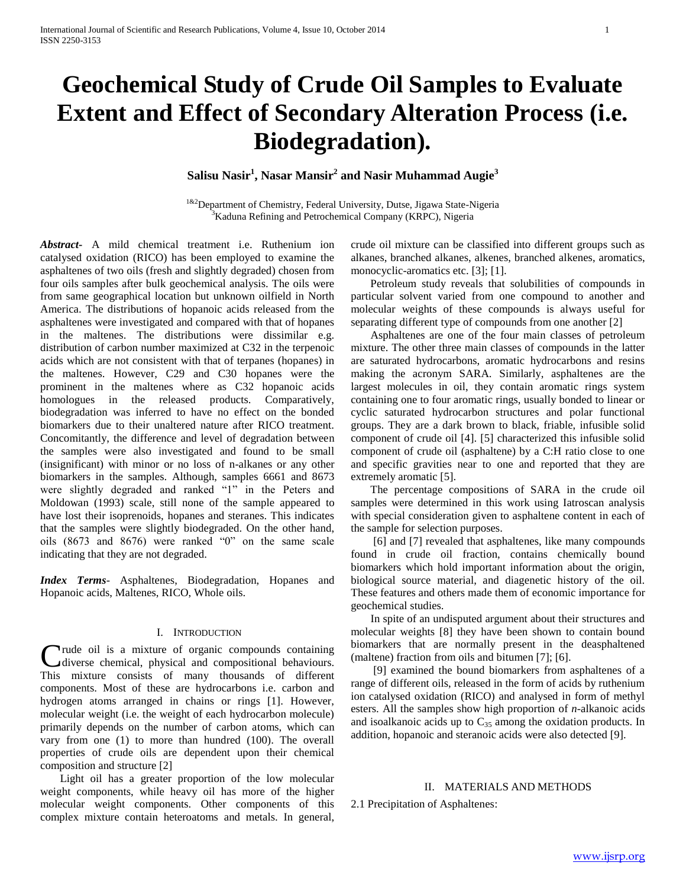# Geochemical Study of Crude Oil Samples to Evaluate Extent and Effect of Secondary Alteration Process (i.e. Biodegradation).

**Salisu Nasir[1], Nasar Mansir[2] and Nasir Muhammad Augie[3]**

[1&2]Department of Chemistry, Federal University, Dutse, Jigawa State-Nigeria
[3]Kaduna Refining and Petrochemical Company (KRPC), Nigeria

***Abstract-*** A mild chemical treatment i.e. Ruthenium ion catalysed oxidation (RICO) has been employed to examine the asphaltenes of two oils (fresh and slightly degraded) chosen from four oils samples after bulk geochemical analysis. The oils were from same geographical location but unknown oilfield in North America. The distributions of hopanoic acids released from the asphaltenes were investigated and compared with that of hopanes in the maltenes. The distributions were dissimilar e.g. distribution of carbon number maximized at C32 in the terpenoic acids which are not consistent with that of terpanes (hopanes) in the maltenes. However, C29 and C30 hopanes were the prominent in the maltenes where as C32 hopanoic acids homologues in the released products. Comparatively, biodegradation was inferred to have no effect on the bonded biomarkers due to their unaltered nature after RICO treatment. Concomitantly, the difference and level of degradation between the samples were also investigated and found to be small (insignificant) with minor or no loss of n-alkanes or any other biomarkers in the samples. Although, samples 6661 and 8673 were slightly degraded and ranked "1" in the Peters and Moldowan (1993) scale, still none of the sample appeared to have lost their isoprenoids, hopanes and steranes. This indicates that the samples were slightly biodegraded. On the other hand, oils (8673 and 8676) were ranked "0" on the same scale indicating that they are not degraded.

***Index Terms-*** Asphaltenes, Biodegradation, Hopanes and Hopanoic acids, Maltenes, RICO, Whole oils.

## I. Introduction

Crude oil is a mixture of organic compounds containing diverse chemical, physical and compositional behaviours. This mixture consists of many thousands of different components. Most of these are hydrocarbons i.e. carbon and hydrogen atoms arranged in chains or rings [1]. However, molecular weight (i.e. the weight of each hydrocarbon molecule) primarily depends on the number of carbon atoms, which can vary from one (1) to more than hundred (100). The overall properties of crude oils are dependent upon their chemical composition and structure [2]

Light oil has a greater proportion of the low molecular weight components, while heavy oil has more of the higher molecular weight components. Other components of this complex mixture contain heteroatoms and metals. In general, crude oil mixture can be classified into different groups such as alkanes, branched alkanes, alkenes, branched alkenes, aromatics, monocyclic-aromatics etc. [3]; [1].

Petroleum study reveals that solubilities of compounds in particular solvent varied from one compound to another and molecular weights of these compounds is always useful for separating different type of compounds from one another [2]

Asphaltenes are one of the four main classes of petroleum mixture. The other three main classes of compounds in the latter are saturated hydrocarbons, aromatic hydrocarbons and resins making the acronym SARA. Similarly, asphaltenes are the largest molecules in oil, they contain aromatic rings system containing one to four aromatic rings, usually bonded to linear or cyclic saturated hydrocarbon structures and polar functional groups. They are a dark brown to black, friable, infusible solid component of crude oil [4]. [5] characterized this infusible solid component of crude oil (asphaltene) by a C:H ratio close to one and specific gravities near to one and reported that they are extremely aromatic [5].

The percentage compositions of SARA in the crude oil samples were determined in this work using Iatroscan analysis with special consideration given to asphaltene content in each of the sample for selection purposes.

[6] and [7] revealed that asphaltenes, like many compounds found in crude oil fraction, contains chemically bound biomarkers which hold important information about the origin, biological source material, and diagenetic history of the oil. These features and others made them of economic importance for geochemical studies.

In spite of an undisputed argument about their structures and molecular weights [8] they have been shown to contain bound biomarkers that are normally present in the deasphaltened (maltene) fraction from oils and bitumen [7]; [6].

[9] examined the bound biomarkers from asphaltenes of a range of different oils, released in the form of acids by ruthenium ion catalysed oxidation (RICO) and analysed in form of methyl esters. All the samples show high proportion of *n*-alkanoic acids and isoalkanoic acids up to $C_{35}$ among the oxidation products. In addition, hopanoic and steranoic acids were also detected [9].

## II. Materials and Methods

2.1 Precipitation of Asphaltenes: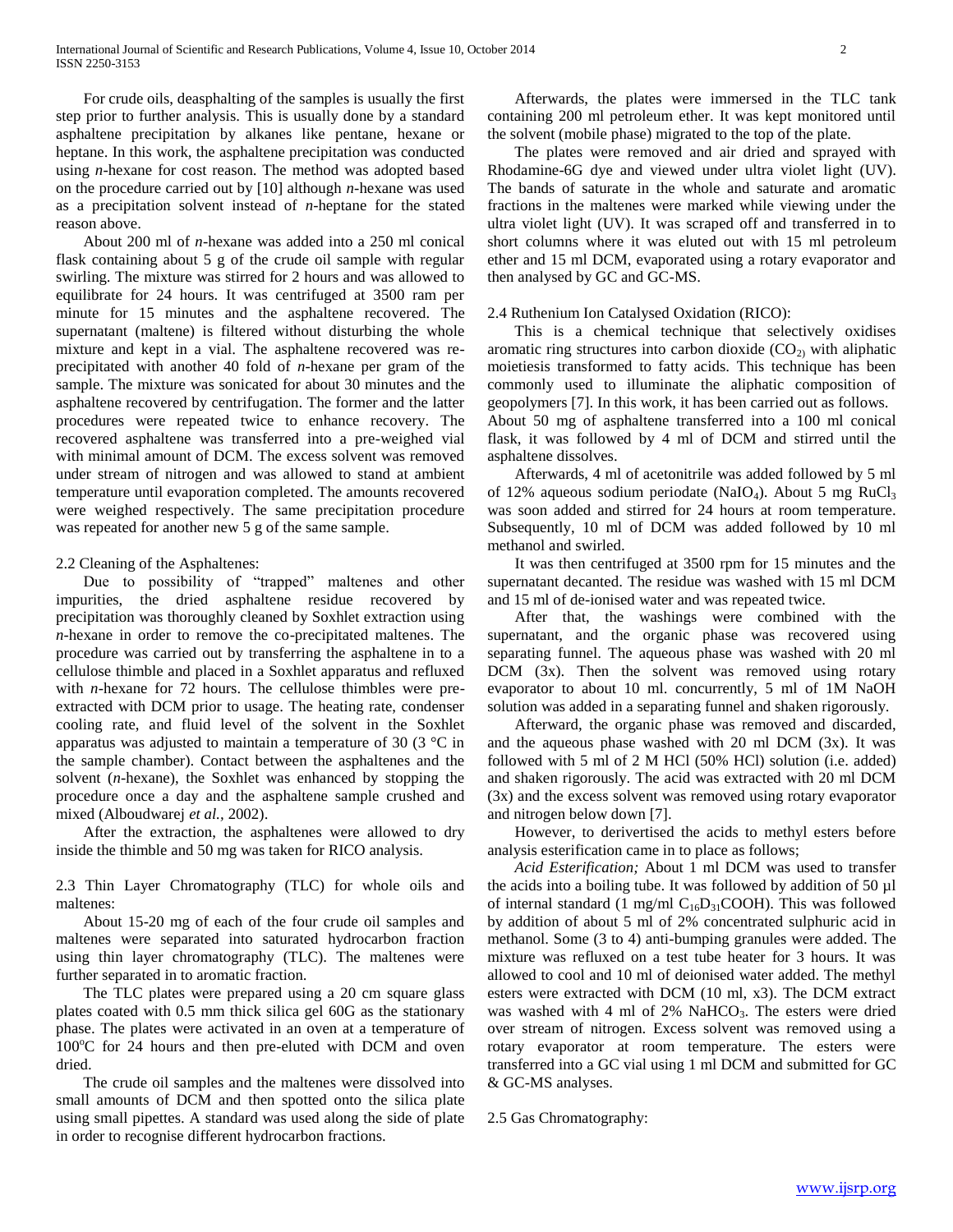For crude oils, deasphalting of the samples is usually the first step prior to further analysis. This is usually done by a standard asphaltene precipitation by alkanes like pentane, hexane or heptane. In this work, the asphaltene precipitation was conducted using *n*-hexane for cost reason. The method was adopted based on the procedure carried out by [10] although *n*-hexane was used as a precipitation solvent instead of *n*-heptane for the stated reason above.

About 200 ml of *n*-hexane was added into a 250 ml conical flask containing about 5 g of the crude oil sample with regular swirling. The mixture was stirred for 2 hours and was allowed to equilibrate for 24 hours. It was centrifuged at 3500 ram per minute for 15 minutes and the asphaltene recovered. The supernatant (maltene) is filtered without disturbing the whole mixture and kept in a vial. The asphaltene recovered was re-precipitated with another 40 fold of *n*-hexane per gram of the sample. The mixture was sonicated for about 30 minutes and the asphaltene recovered by centrifugation. The former and the latter procedures were repeated twice to enhance recovery. The recovered asphaltene was transferred into a pre-weighed vial with minimal amount of DCM. The excess solvent was removed under stream of nitrogen and was allowed to stand at ambient temperature until evaporation completed. The amounts recovered were weighed respectively. The same precipitation procedure was repeated for another new 5 g of the same sample.

2.2 Cleaning of the Asphaltenes:

Due to possibility of "trapped" maltenes and other impurities, the dried asphaltene residue recovered by precipitation was thoroughly cleaned by Soxhlet extraction using *n*-hexane in order to remove the co-precipitated maltenes. The procedure was carried out by transferring the asphaltene in to a cellulose thimble and placed in a Soxhlet apparatus and refluxed with *n*-hexane for 72 hours. The cellulose thimbles were pre-extracted with DCM prior to usage. The heating rate, condenser cooling rate, and fluid level of the solvent in the Soxhlet apparatus was adjusted to maintain a temperature of 30 (3 °C in the sample chamber). Contact between the asphaltenes and the solvent (*n*-hexane), the Soxhlet was enhanced by stopping the procedure once a day and the asphaltene sample crushed and mixed (Alboudwarej *et al.,* 2002).

After the extraction, the asphaltenes were allowed to dry inside the thimble and 50 mg was taken for RICO analysis.

2.3 Thin Layer Chromatography (TLC) for whole oils and maltenes:

About 15-20 mg of each of the four crude oil samples and maltenes were separated into saturated hydrocarbon fraction using thin layer chromatography (TLC). The maltenes were further separated in to aromatic fraction.

The TLC plates were prepared using a 20 cm square glass plates coated with 0.5 mm thick silica gel 60G as the stationary phase. The plates were activated in an oven at a temperature of 100°C for 24 hours and then pre-eluted with DCM and oven dried.

The crude oil samples and the maltenes were dissolved into small amounts of DCM and then spotted onto the silica plate using small pipettes. A standard was used along the side of plate in order to recognise different hydrocarbon fractions.

Afterwards, the plates were immersed in the TLC tank containing 200 ml petroleum ether. It was kept monitored until the solvent (mobile phase) migrated to the top of the plate.

The plates were removed and air dried and sprayed with Rhodamine-6G dye and viewed under ultra violet light (UV). The bands of saturate in the whole and saturate and aromatic fractions in the maltenes were marked while viewing under the ultra violet light (UV). It was scraped off and transferred in to short columns where it was eluted out with 15 ml petroleum ether and 15 ml DCM, evaporated using a rotary evaporator and then analysed by GC and GC-MS.

2.4 Ruthenium Ion Catalysed Oxidation (RICO):

This is a chemical technique that selectively oxidises aromatic ring structures into carbon dioxide ($CO_2$) with aliphatic moietiesis transformed to fatty acids. This technique has been commonly used to illuminate the aliphatic composition of geopolymers [7]. In this work, it has been carried out as follows. About 50 mg of asphaltene transferred into a 100 ml conical flask, it was followed by 4 ml of DCM and stirred until the asphaltene dissolves.

Afterwards, 4 ml of acetonitrile was added followed by 5 ml of 12% aqueous sodium periodate ($NaIO_4$). About 5 mg $RuCl_3$ was soon added and stirred for 24 hours at room temperature. Subsequently, 10 ml of DCM was added followed by 10 ml methanol and swirled.

It was then centrifuged at 3500 rpm for 15 minutes and the supernatant decanted. The residue was washed with 15 ml DCM and 15 ml of de-ionised water and was repeated twice.

After that, the washings were combined with the supernatant, and the organic phase was recovered using separating funnel. The aqueous phase was washed with 20 ml DCM (3x). Then the solvent was removed using rotary evaporator to about 10 ml. concurrently, 5 ml of 1M NaOH solution was added in a separating funnel and shaken rigorously.

Afterward, the organic phase was removed and discarded, and the aqueous phase washed with 20 ml DCM (3x). It was followed with 5 ml of 2 M HCl (50% HCl) solution (i.e. added) and shaken rigorously. The acid was extracted with 20 ml DCM (3x) and the excess solvent was removed using rotary evaporator and nitrogen below down [7].

However, to derivertised the acids to methyl esters before analysis esterification came in to place as follows;

*Acid Esterification;* About 1 ml DCM was used to transfer the acids into a boiling tube. It was followed by addition of 50 µl of internal standard (1 mg/ml $C_{16}D_{31}COOH$). This was followed by addition of about 5 ml of 2% concentrated sulphuric acid in methanol. Some (3 to 4) anti-bumping granules were added. The mixture was refluxed on a test tube heater for 3 hours. It was allowed to cool and 10 ml of deionised water added. The methyl esters were extracted with DCM (10 ml, x3). The DCM extract was washed with 4 ml of 2% $NaHCO_3$. The esters were dried over stream of nitrogen. Excess solvent was removed using a rotary evaporator at room temperature. The esters were transferred into a GC vial using 1 ml DCM and submitted for GC & GC-MS analyses.

2.5 Gas Chromatography: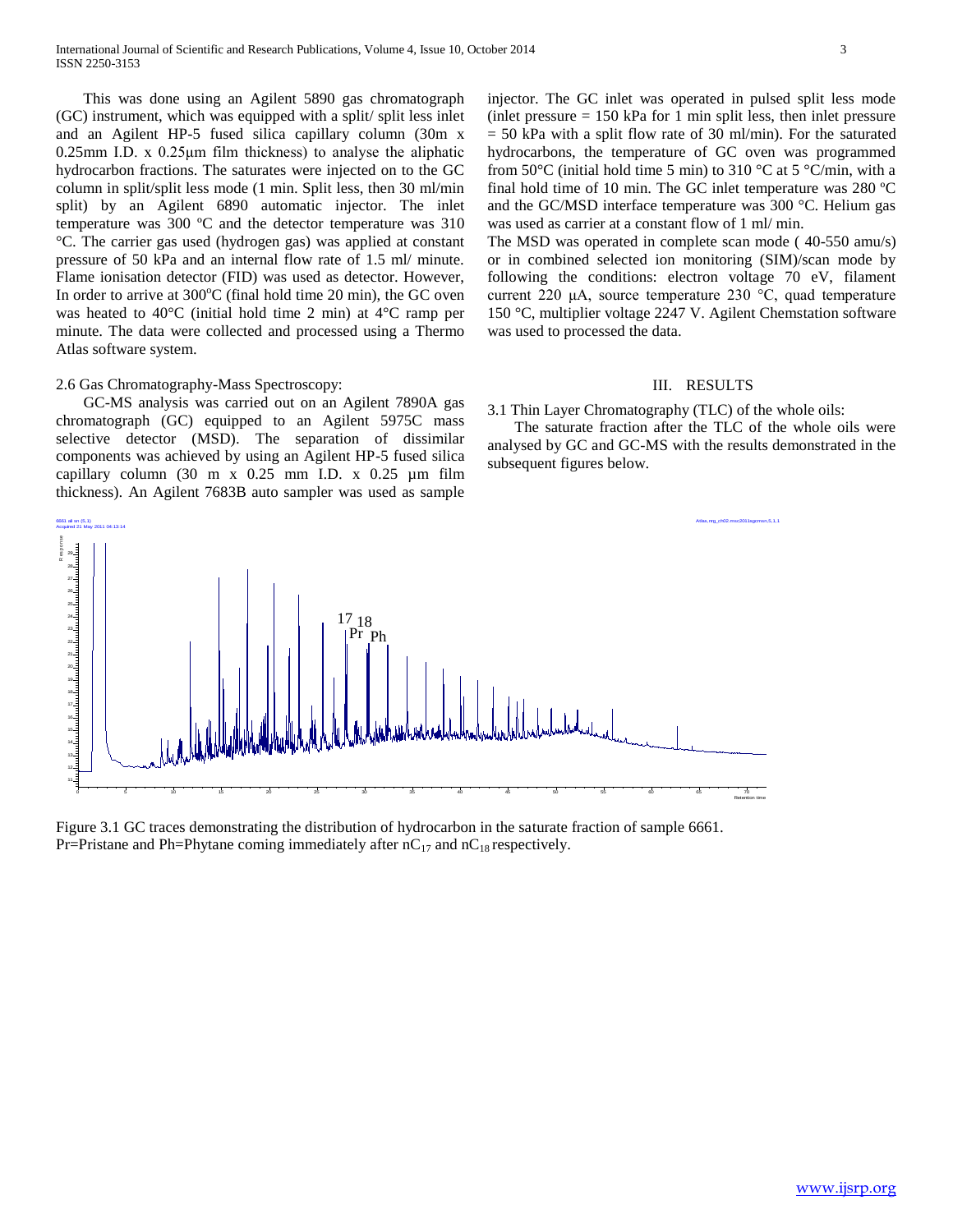This was done using an Agilent 5890 gas chromatograph (GC) instrument, which was equipped with a split/ split less inlet and an Agilent HP-5 fused silica capillary column (30m x 0.25mm I.D. x 0.25μm film thickness) to analyse the aliphatic hydrocarbon fractions. The saturates were injected on to the GC column in split/split less mode (1 min. Split less, then 30 ml/min split) by an Agilent 6890 automatic injector. The inlet temperature was 300 ºC and the detector temperature was 310 °C. The carrier gas used (hydrogen gas) was applied at constant pressure of 50 kPa and an internal flow rate of 1.5 ml/ minute. Flame ionisation detector (FID) was used as detector. However, In order to arrive at 300ºC (final hold time 20 min), the GC oven was heated to 40°C (initial hold time 2 min) at 4°C ramp per minute. The data were collected and processed using a Thermo Atlas software system.

2.6 Gas Chromatography-Mass Spectroscopy:

GC-MS analysis was carried out on an Agilent 7890A gas chromatograph (GC) equipped to an Agilent 5975C mass selective detector (MSD). The separation of dissimilar components was achieved by using an Agilent HP-5 fused silica capillary column (30 m x 0.25 mm I.D. x 0.25 µm film thickness). An Agilent 7683B auto sampler was used as sample injector. The GC inlet was operated in pulsed split less mode (inlet pressure = 150 kPa for 1 min split less, then inlet pressure = 50 kPa with a split flow rate of 30 ml/min). For the saturated hydrocarbons, the temperature of GC oven was programmed from 50°C (initial hold time 5 min) to 310 °C at 5 °C/min, with a final hold time of 10 min. The GC inlet temperature was 280 ºC and the GC/MSD interface temperature was 300 °C. Helium gas was used as carrier at a constant flow of 1 ml/ min.

The MSD was operated in complete scan mode ( 40-550 amu/s) or in combined selected ion monitoring (SIM)/scan mode by following the conditions: electron voltage 70 eV, filament current 220 µA, source temperature 230 °C, quad temperature 150 °C, multiplier voltage 2247 V. Agilent Chemstation software was used to processed the data.

# III. RESULTS

3.1 Thin Layer Chromatography (TLC) of the whole oils:

The saturate fraction after the TLC of the whole oils were analysed by GC and GC-MS with the results demonstrated in the subsequent figures below.

Figure 3.1 GC traces demonstrating the distribution of hydrocarbon in the saturate fraction of sample 6661. Pr=Pristane and Ph=Phytane coming immediately after $nC_{17}$ and $nC_{18}$ respectively.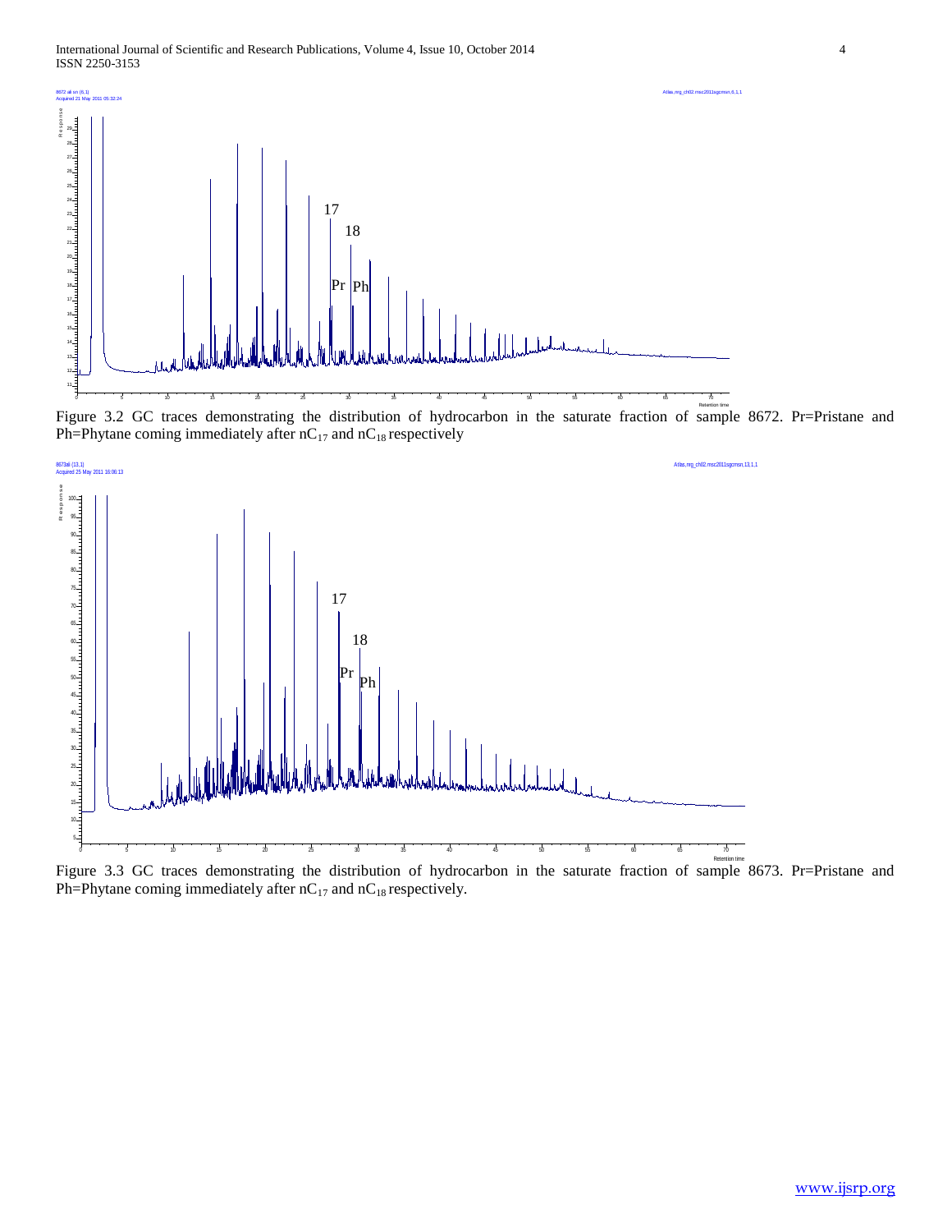Figure 3.2 GC traces demonstrating the distribution of hydrocarbon in the saturate fraction of sample 8672. Pr=Pristane and Ph=Phytane coming immediately after $nC_{17}$ and $nC_{18}$ respectively

Figure 3.3 GC traces demonstrating the distribution of hydrocarbon in the saturate fraction of sample 8673. Pr=Pristane and Ph=Phytane coming immediately after $nC_{17}$ and $nC_{18}$ respectively.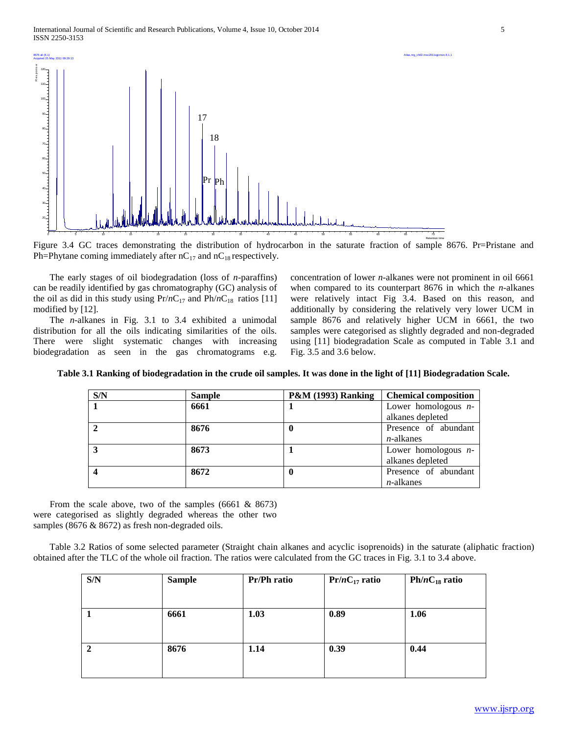Figure 3.4 GC traces demonstrating the distribution of hydrocarbon in the saturate fraction of sample 8676. Pr=Pristane and Ph=Phytane coming immediately after $nC_{17}$ and $nC_{18}$ respectively.

The early stages of oil biodegradation (loss of *n*-paraffins) can be readily identified by gas chromatography (GC) analysis of the oil as did in this study using $Pr/nC_{17}$ and $Ph/nC_{18}$ ratios [11] modified by [12].

The *n*-alkanes in Fig. 3.1 to 3.4 exhibited a unimodal distribution for all the oils indicating similarities of the oils. There were slight systematic changes with increasing biodegradation as seen in the gas chromatograms e.g. concentration of lower *n*-alkanes were not prominent in oil 6661 when compared to its counterpart 8676 in which the *n*-alkanes were relatively intact Fig 3.4. Based on this reason, and additionally by considering the relatively very lower UCM in sample 8676 and relatively higher UCM in 6661, the two samples were categorised as slightly degraded and non-degraded using [11] biodegradation Scale as computed in Table 3.1 and Fig. 3.5 and 3.6 below.

**Table 3.1 Ranking of biodegradation in the crude oil samples. It was done in the light of [11] Biodegradation Scale.**

| S/N | Sample | P&M (1993) Ranking | Chemical composition |
|---|---|---|---|
| **1** | **6661** | **1** | Lower homologous *n*-alkanes depleted |
| **2** | **8676** | **0** | Presence of abundant *n*-alkanes |
| **3** | **8673** | **1** | Lower homologous *n*-alkanes depleted |
| **4** | **8672** | **0** | Presence of abundant *n*-alkanes |

From the scale above, two of the samples (6661 & 8673) were categorised as slightly degraded whereas the other two samples (8676 & 8672) as fresh non-degraded oils.

Table 3.2 Ratios of some selected parameter (Straight chain alkanes and acyclic isoprenoids) in the saturate (aliphatic fraction) obtained after the TLC of the whole oil fraction. The ratios were calculated from the GC traces in Fig. 3.1 to 3.4 above.

| S/N | Sample | Pr/Ph ratio | $Pr/nC_{17}$ ratio | $Ph/nC_{18}$ ratio |
|---|---|---|---|---|
| **1** | **6661** | **1.03** | **0.89** | **1.06** |
| **2** | **8676** | **1.14** | **0.39** | **0.44** |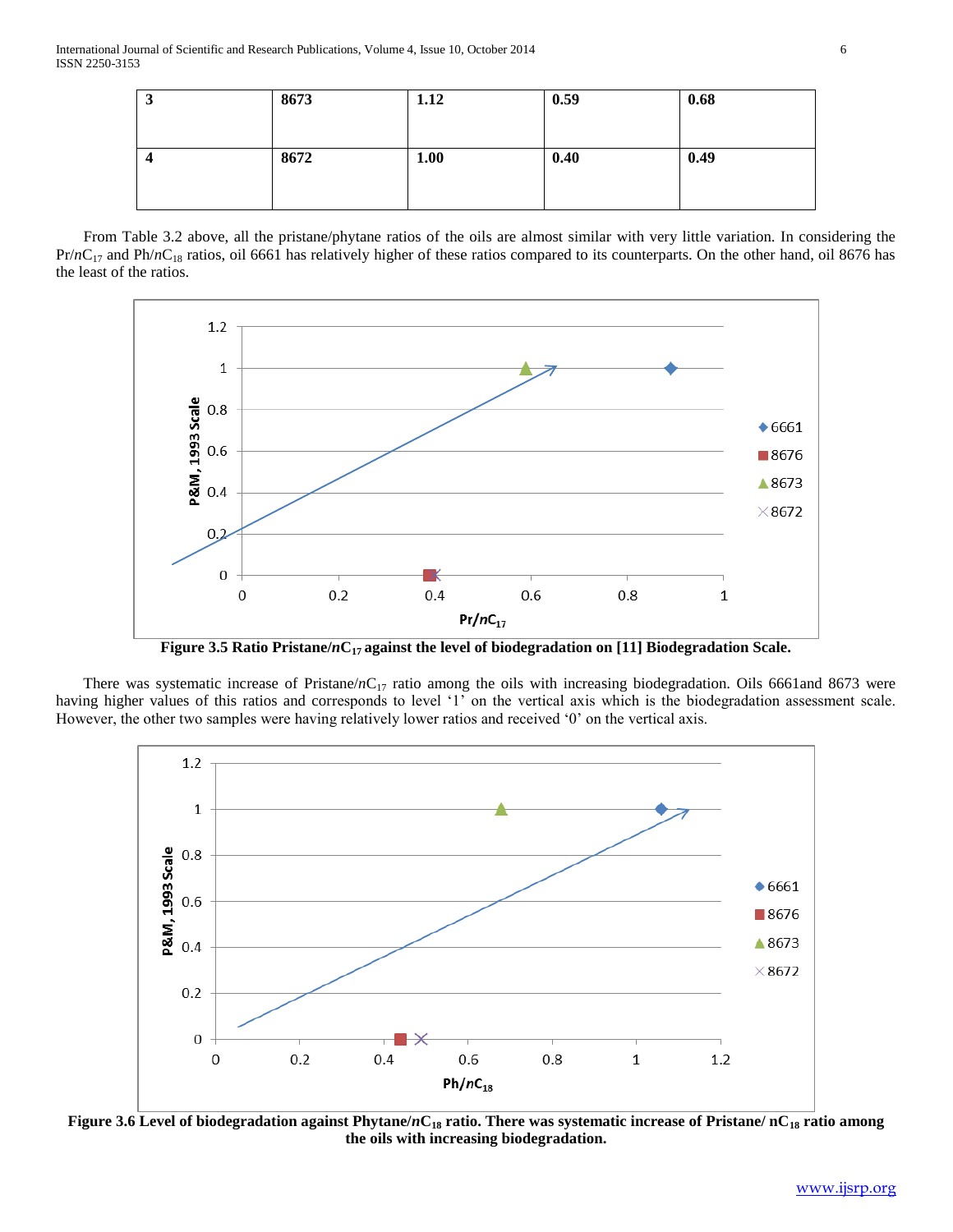| 3 | 8673 | 1.12 | 0.59 | 0.68 |
|---|---|---|---|---|
| 4 | 8672 | 1.00 | 0.40 | 0.49 |

From Table 3.2 above, all the pristane/phytane ratios of the oils are almost similar with very little variation. In considering the Pr/$nC_{17}$ and Ph/$nC_{18}$ ratios, oil 6661 has relatively higher of these ratios compared to its counterparts. On the other hand, oil 8676 has the least of the ratios.

**Figure 3.5 Ratio Pristane/$nC_{17}$ against the level of biodegradation on [11] Biodegradation Scale.**

There was systematic increase of Pristane/$nC_{17}$ ratio among the oils with increasing biodegradation. Oils 6661and 8673 were having higher values of this ratios and corresponds to level '1' on the vertical axis which is the biodegradation assessment scale. However, the other two samples were having relatively lower ratios and received '0' on the vertical axis.

**Figure 3.6 Level of biodegradation against Phytane/$nC_{18}$ ratio. There was systematic increase of Pristane/ $nC_{18}$ ratio among the oils with increasing biodegradation.**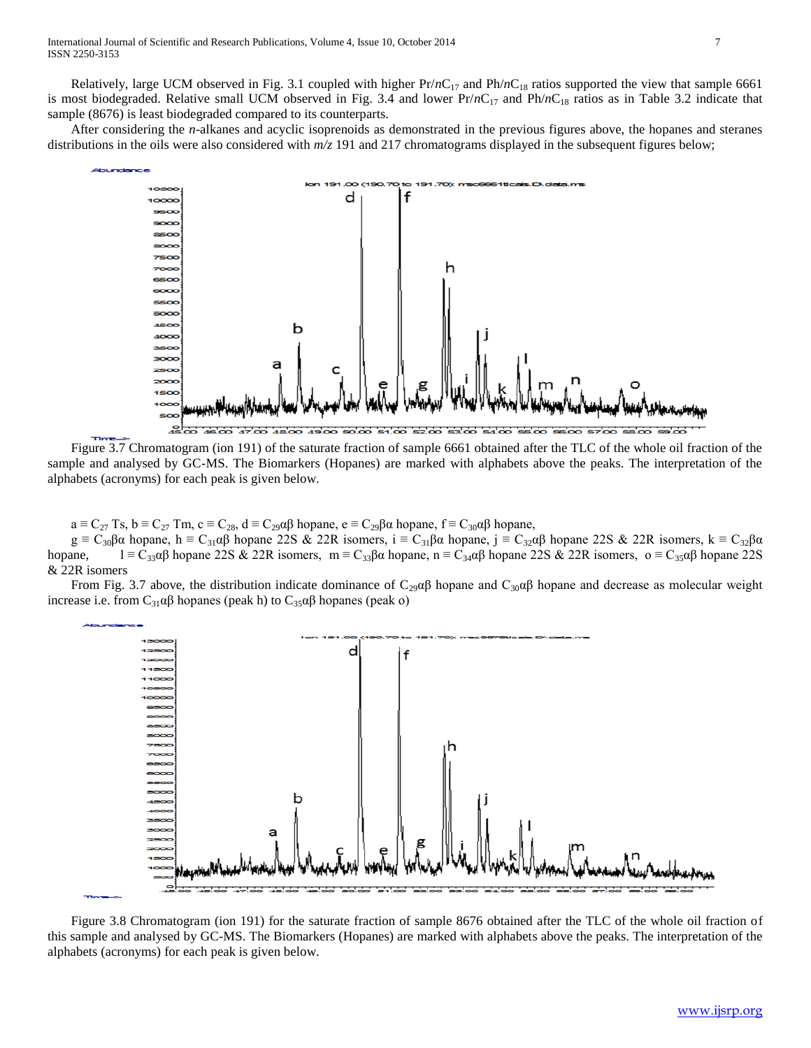Relatively, large UCM observed in Fig. 3.1 coupled with higher $Pr/nC_{17}$ and $Ph/nC_{18}$ ratios supported the view that sample 6661 is most biodegraded. Relative small UCM observed in Fig. 3.4 and lower $Pr/nC_{17}$ and $Ph/nC_{18}$ ratios as in Table 3.2 indicate that sample (8676) is least biodegraded compared to its counterparts.

After considering the *n*-alkanes and acyclic isoprenoids as demonstrated in the previous figures above, the hopanes and steranes distributions in the oils were also considered with *m/z* 191 and 217 chromatograms displayed in the subsequent figures below;

Figure 3.7 Chromatogram (ion 191) of the saturate fraction of sample 6661 obtained after the TLC of the whole oil fraction of the sample and analysed by GC-MS. The Biomarkers (Hopanes) are marked with alphabets above the peaks. The interpretation of the alphabets (acronyms) for each peak is given below.

a ≡ $C_{27}$ Ts, b ≡ $C_{27}$ Tm, c ≡ $C_{28}$, d ≡ $C_{29}\alpha\beta$ hopane, e ≡ $C_{29}\beta\alpha$ hopane, f ≡ $C_{30}\alpha\beta$ hopane, g ≡ $C_{30}\beta\alpha$ hopane, h ≡ $C_{31}\alpha\beta$ hopane 22S & 22R isomers, i ≡ $C_{31}\beta\alpha$ hopane, j ≡ $C_{32}\alpha\beta$ hopane 22S & 22R isomers, k ≡ $C_{32}\beta\alpha$ hopane, l ≡ $C_{33}\alpha\beta$ hopane 22S & 22R isomers, m ≡ $C_{33}\beta\alpha$ hopane, n ≡ $C_{34}\alpha\beta$ hopane 22S & 22R isomers, o ≡ $C_{35}\alpha\beta$ hopane 22S & 22R isomers

From Fig. 3.7 above, the distribution indicate dominance of $C_{29}\alpha\beta$ hopane and $C_{30}\alpha\beta$ hopane and decrease as molecular weight increase i.e. from $C_{31}\alpha\beta$ hopanes (peak h) to $C_{35}\alpha\beta$ hopanes (peak o)

Figure 3.8 Chromatogram (ion 191) for the saturate fraction of sample 8676 obtained after the TLC of the whole oil fraction of this sample and analysed by GC-MS. The Biomarkers (Hopanes) are marked with alphabets above the peaks. The interpretation of the alphabets (acronyms) for each peak is given below.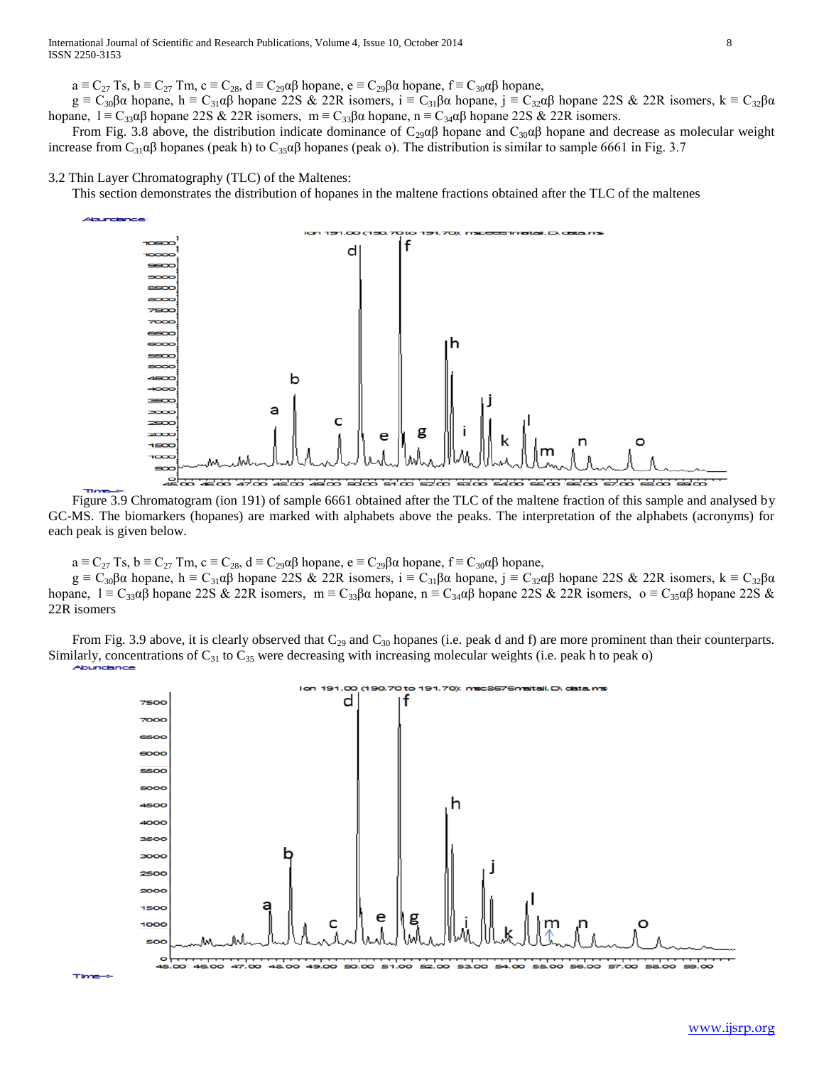a ≡ $C_{27}$ Ts, b ≡ $C_{27}$ Tm, c ≡ $C_{28}$, d ≡ $C_{29}\alpha\beta$ hopane, e ≡ $C_{29}\beta\alpha$ hopane, f ≡ $C_{30}\alpha\beta$ hopane, g ≡ $C_{30}\beta\alpha$ hopane, h ≡ $C_{31}\alpha\beta$ hopane 22S & 22R isomers, i ≡ $C_{31}\beta\alpha$ hopane, j ≡ $C_{32}\alpha\beta$ hopane 22S & 22R isomers, k ≡ $C_{32}\beta\alpha$ hopane, l ≡ $C_{33}\alpha\beta$ hopane 22S & 22R isomers, m ≡ $C_{33}\beta\alpha$ hopane, n ≡ $C_{34}\alpha\beta$ hopane 22S & 22R isomers.

From Fig. 3.8 above, the distribution indicate dominance of $C_{29}\alpha\beta$ hopane and $C_{30}\alpha\beta$ hopane and decrease as molecular weight increase from $C_{31}\alpha\beta$ hopanes (peak h) to $C_{35}\alpha\beta$ hopanes (peak o). The distribution is similar to sample 6661 in Fig. 3.7

### 3.2 Thin Layer Chromatography (TLC) of the Maltenes:

This section demonstrates the distribution of hopanes in the maltene fractions obtained after the TLC of the maltenes

Figure 3.9 Chromatogram (ion 191) of sample 6661 obtained after the TLC of the maltene fraction of this sample and analysed by GC-MS. The biomarkers (hopanes) are marked with alphabets above the peaks. The interpretation of the alphabets (acronyms) for each peak is given below.

a ≡ $C_{27}$ Ts, b ≡ $C_{27}$ Tm, c ≡ $C_{28}$, d ≡ $C_{29}\alpha\beta$ hopane, e ≡ $C_{29}\beta\alpha$ hopane, f ≡ $C_{30}\alpha\beta$ hopane, g ≡ $C_{30}\beta\alpha$ hopane, h ≡ $C_{31}\alpha\beta$ hopane 22S & 22R isomers, i ≡ $C_{31}\beta\alpha$ hopane, j ≡ $C_{32}\alpha\beta$ hopane 22S & 22R isomers, k ≡ $C_{32}\beta\alpha$ hopane, l ≡ $C_{33}\alpha\beta$ hopane 22S & 22R isomers, m ≡ $C_{33}\beta\alpha$ hopane, n ≡ $C_{34}\alpha\beta$ hopane 22S & 22R isomers, o ≡ $C_{35}\alpha\beta$ hopane 22S & 22R isomers

From Fig. 3.9 above, it is clearly observed that $C_{29}$ and $C_{30}$ hopanes (i.e. peak d and f) are more prominent than their counterparts. Similarly, concentrations of $C_{31}$ to $C_{35}$ were decreasing with increasing molecular weights (i.e. peak h to peak o)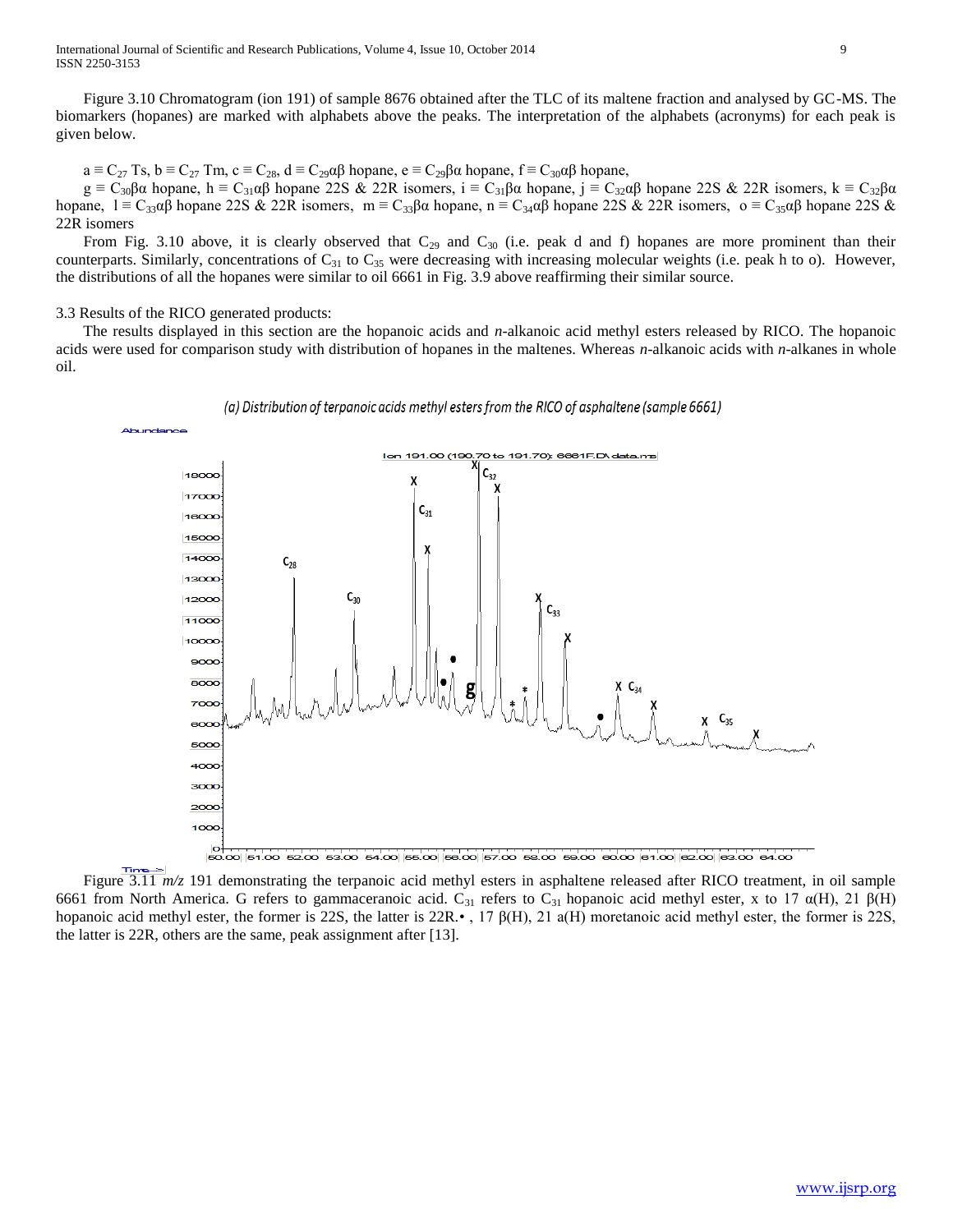Figure 3.10 Chromatogram (ion 191) of sample 8676 obtained after the TLC of its maltene fraction and analysed by GC-MS. The biomarkers (hopanes) are marked with alphabets above the peaks. The interpretation of the alphabets (acronyms) for each peak is given below.

a ≡ $C_{27}$ Ts, b ≡ $C_{27}$ Tm, c ≡ $C_{28}$, d ≡ $C_{29}\alpha\beta$ hopane, e ≡ $C_{29}\beta\alpha$ hopane, f ≡ $C_{30}\alpha\beta$ hopane,

g ≡ $C_{30}\beta\alpha$ hopane, h ≡ $C_{31}\alpha\beta$ hopane 22S & 22R isomers, i ≡ $C_{31}\beta\alpha$ hopane, j ≡ $C_{32}\alpha\beta$ hopane 22S & 22R isomers, k ≡ $C_{32}\beta\alpha$ hopane, l ≡ $C_{33}\alpha\beta$ hopane 22S & 22R isomers, m ≡ $C_{33}\beta\alpha$ hopane, n ≡ $C_{34}\alpha\beta$ hopane 22S & 22R isomers, o ≡ $C_{35}\alpha\beta$ hopane 22S & 22R isomers

From Fig. 3.10 above, it is clearly observed that $C_{29}$ and $C_{30}$ (i.e. peak d and f) hopanes are more prominent than their counterparts. Similarly, concentrations of $C_{31}$ to $C_{35}$ were decreasing with increasing molecular weights (i.e. peak h to o). However, the distributions of all the hopanes were similar to oil 6661 in Fig. 3.9 above reaffirming their similar source.

3.3 Results of the RICO generated products:

The results displayed in this section are the hopanoic acids and *n*-alkanoic acid methyl esters released by RICO. The hopanoic acids were used for comparison study with distribution of hopanes in the maltenes. Whereas *n*-alkanoic acids with *n*-alkanes in whole oil.

*(a) Distribution of terpanoic acids methyl esters from the RICO of asphaltene (sample 6661)*

Figure 3.11 *m/z* 191 demonstrating the terpanoic acid methyl esters in asphaltene released after RICO treatment, in oil sample 6661 from North America. G refers to gammaceranoic acid. $C_{31}$ refers to $C_{31}$ hopanoic acid methyl ester, x to 17 α(H), 21 β(H) hopanoic acid methyl ester, the former is 22S, the latter is 22R.• , 17 β(H), 21 a(H) moretanoic acid methyl ester, the former is 22S, the latter is 22R, others are the same, peak assignment after [13].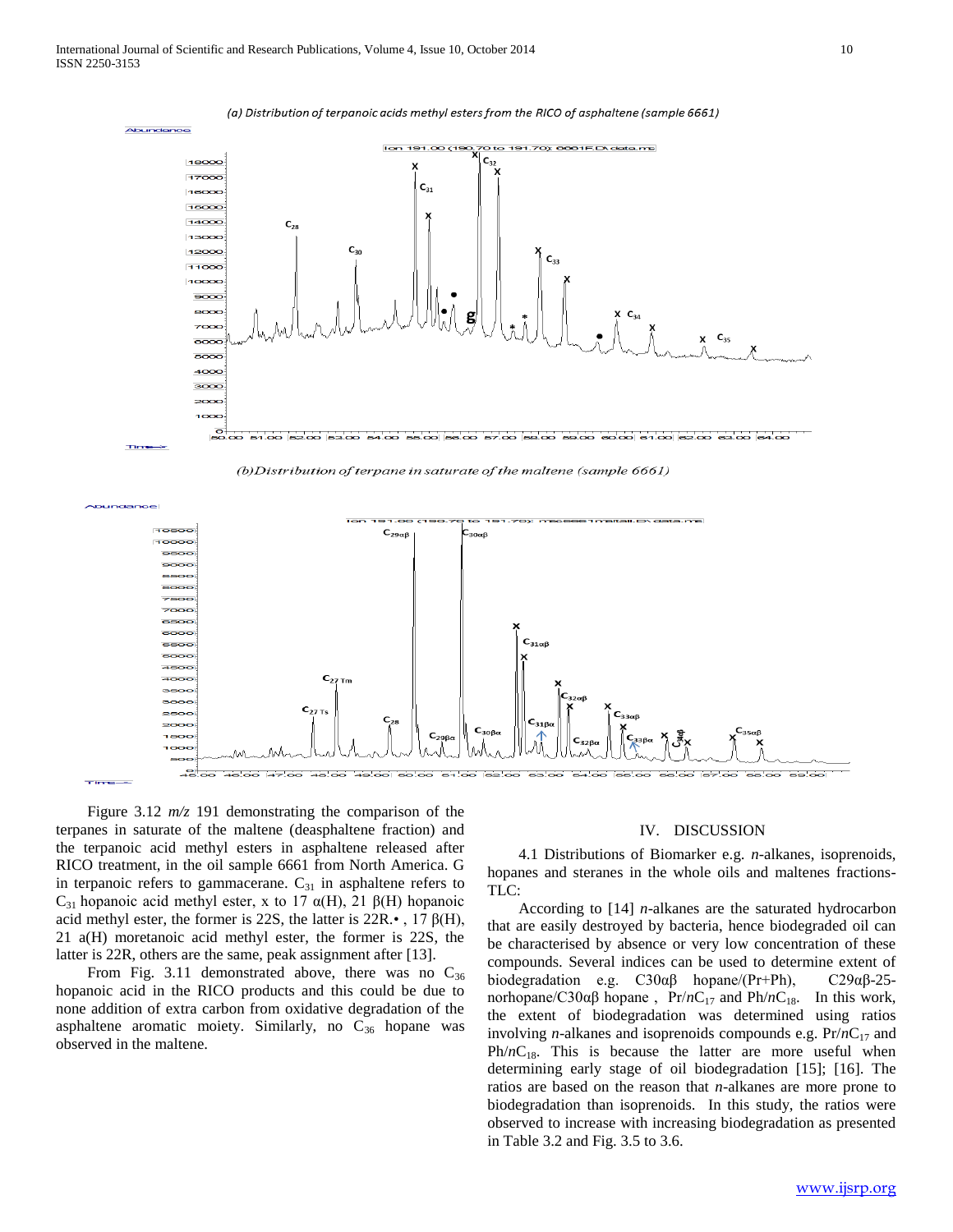(a) Distribution of terpanoic acids methyl esters from the RICO of asphaltene (sample 6661)

(b) Distribution of terpane in saturate of the maltene (sample 6661)

Figure 3.12 *m/z* 191 demonstrating the comparison of the terpanes in saturate of the maltene (deasphaltene fraction) and the terpanoic acid methyl esters in asphaltene released after RICO treatment, in the oil sample 6661 from North America. G in terpanoic refers to gammacerane. $C_{31}$ in asphaltene refers to $C_{31}$ hopanoic acid methyl ester, x to 17 α(H), 21 β(H) hopanoic acid methyl ester, the former is 22S, the latter is 22R.• , 17 β(H), 21 a(H) moretanoic acid methyl ester, the former is 22S, the latter is 22R, others are the same, peak assignment after [13].

From Fig. 3.11 demonstrated above, there was no $C_{36}$ hopanoic acid in the RICO products and this could be due to none addition of extra carbon from oxidative degradation of the asphaltene aromatic moiety. Similarly, no $C_{36}$ hopane was observed in the maltene.

## IV. DISCUSSION

4.1 Distributions of Biomarker e.g. *n*-alkanes, isoprenoids, hopanes and steranes in the whole oils and maltenes fractions-TLC:

According to [14] *n*-alkanes are the saturated hydrocarbon that are easily destroyed by bacteria, hence biodegraded oil can be characterised by absence or very low concentration of these compounds. Several indices can be used to determine extent of biodegradation e.g. C30αβ hopane/(Pr+Ph), C29αβ-25-norhopane/C30αβ hopane , Pr/$nC_{17}$ and Ph/$nC_{18}$. In this work, the extent of biodegradation was determined using ratios involving *n*-alkanes and isoprenoids compounds e.g. Pr/$nC_{17}$ and Ph/$nC_{18}$. This is because the latter are more useful when determining early stage of oil biodegradation [15]; [16]. The ratios are based on the reason that *n*-alkanes are more prone to biodegradation than isoprenoids. In this study, the ratios were observed to increase with increasing biodegradation as presented in Table 3.2 and Fig. 3.5 to 3.6.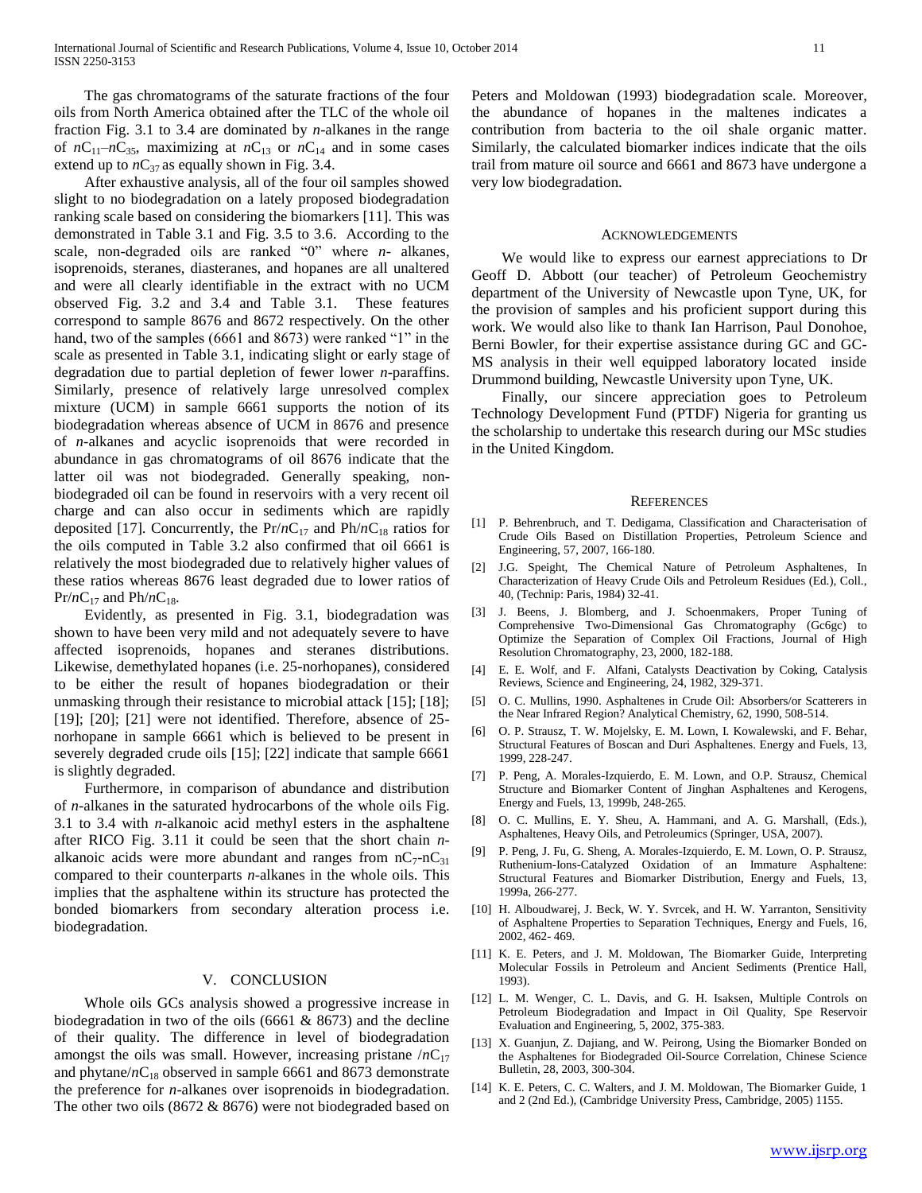The gas chromatograms of the saturate fractions of the four oils from North America obtained after the TLC of the whole oil fraction Fig. 3.1 to 3.4 are dominated by *n*-alkanes in the range of $nC_{11}$–$nC_{35}$, maximizing at $nC_{13}$ or $nC_{14}$ and in some cases extend up to $nC_{37}$ as equally shown in Fig. 3.4.

After exhaustive analysis, all of the four oil samples showed slight to no biodegradation on a lately proposed biodegradation ranking scale based on considering the biomarkers [11]. This was demonstrated in Table 3.1 and Fig. 3.5 to 3.6. According to the scale, non-degraded oils are ranked "0" where *n*- alkanes, isoprenoids, steranes, diasteranes, and hopanes are all unaltered and were all clearly identifiable in the extract with no UCM observed Fig. 3.2 and 3.4 and Table 3.1. These features correspond to sample 8676 and 8672 respectively. On the other hand, two of the samples (6661 and 8673) were ranked "1" in the scale as presented in Table 3.1, indicating slight or early stage of degradation due to partial depletion of fewer lower *n*-paraffins. Similarly, presence of relatively large unresolved complex mixture (UCM) in sample 6661 supports the notion of its biodegradation whereas absence of UCM in 8676 and presence of *n*-alkanes and acyclic isoprenoids that were recorded in abundance in gas chromatograms of oil 8676 indicate that the latter oil was not biodegraded. Generally speaking, non-biodegraded oil can be found in reservoirs with a very recent oil charge and can also occur in sediments which are rapidly deposited [17]. Concurrently, the $Pr/nC_{17}$ and $Ph/nC_{18}$ ratios for the oils computed in Table 3.2 also confirmed that oil 6661 is relatively the most biodegraded due to relatively higher values of these ratios whereas 8676 least degraded due to lower ratios of $Pr/nC_{17}$ and $Ph/nC_{18}$.

Evidently, as presented in Fig. 3.1, biodegradation was shown to have been very mild and not adequately severe to have affected isoprenoids, hopanes and steranes distributions. Likewise, demethylated hopanes (i.e. 25-norhopanes), considered to be either the result of hopanes biodegradation or their unmasking through their resistance to microbial attack [15]; [18]; [19]; [20]; [21] were not identified. Therefore, absence of 25-norhopane in sample 6661 which is believed to be present in severely degraded crude oils [15]; [22] indicate that sample 6661 is slightly degraded.

Furthermore, in comparison of abundance and distribution of *n*-alkanes in the saturated hydrocarbons of the whole oils Fig. 3.1 to 3.4 with *n*-alkanoic acid methyl esters in the asphaltene after RICO Fig. 3.11 it could be seen that the short chain *n*-alkanoic acids were more abundant and ranges from $nC_7$-$nC_{31}$ compared to their counterparts *n*-alkanes in the whole oils. This implies that the asphaltene within its structure has protected the bonded biomarkers from secondary alteration process i.e. biodegradation.

## V. Conclusion

Whole oils GCs analysis showed a progressive increase in biodegradation in two of the oils (6661 & 8673) and the decline of their quality. The difference in level of biodegradation amongst the oils was small. However, increasing pristane $/nC_{17}$ and phytane$/nC_{18}$ observed in sample 6661 and 8673 demonstrate the preference for *n*-alkanes over isoprenoids in biodegradation. The other two oils (8672 & 8676) were not biodegraded based on Peters and Moldowan (1993) biodegradation scale. Moreover, the abundance of hopanes in the maltenes indicates a contribution from bacteria to the oil shale organic matter. Similarly, the calculated biomarker indices indicate that the oils trail from mature oil source and 6661 and 8673 have undergone a very low biodegradation.

## Acknowledgements

We would like to express our earnest appreciations to Dr Geoff D. Abbott (our teacher) of Petroleum Geochemistry department of the University of Newcastle upon Tyne, UK, for the provision of samples and his proficient support during this work. We would also like to thank Ian Harrison, Paul Donohoe, Berni Bowler, for their expertise assistance during GC and GC-MS analysis in their well equipped laboratory located inside Drummond building, Newcastle University upon Tyne, UK.

Finally, our sincere appreciation goes to Petroleum Technology Development Fund (PTDF) Nigeria for granting us the scholarship to undertake this research during our MSc studies in the United Kingdom.

## References

[1] P. Behrenbruch, and T. Dedigama, Classification and Characterisation of Crude Oils Based on Distillation Properties, Petroleum Science and Engineering, 57, 2007, 166-180.

[2] J.G. Speight, The Chemical Nature of Petroleum Asphaltenes, In Characterization of Heavy Crude Oils and Petroleum Residues (Ed.), Coll., 40, (Technip: Paris, 1984) 32-41.

[3] J. Beens, J. Blomberg, and J. Schoenmakers, Proper Tuning of Comprehensive Two-Dimensional Gas Chromatography (Gc6gc) to Optimize the Separation of Complex Oil Fractions, Journal of High Resolution Chromatography, 23, 2000, 182-188.

[4] E. E. Wolf, and F. Alfani, Catalysts Deactivation by Coking, Catalysis Reviews, Science and Engineering, 24, 1982, 329-371.

[5] O. C. Mullins, 1990. Asphaltenes in Crude Oil: Absorbers/or Scatterers in the Near Infrared Region? Analytical Chemistry, 62, 1990, 508-514.

[6] O. P. Strausz, T. W. Mojelsky, E. M. Lown, I. Kowalewski, and F. Behar, Structural Features of Boscan and Duri Asphaltenes. Energy and Fuels, 13, 1999, 228-247.

[7] P. Peng, A. Morales-Izquierdo, E. M. Lown, and O.P. Strausz, Chemical Structure and Biomarker Content of Jinghan Asphaltenes and Kerogens, Energy and Fuels, 13, 1999b, 248-265.

[8] O. C. Mullins, E. Y. Sheu, A. Hammani, and A. G. Marshall, (Eds.), Asphaltenes, Heavy Oils, and Petroleumics (Springer, USA, 2007).

[9] P. Peng, J. Fu, G. Sheng, A. Morales-Izquierdo, E. M. Lown, O. P. Strausz, Ruthenium-Ions-Catalyzed Oxidation of an Immature Asphaltene: Structural Features and Biomarker Distribution, Energy and Fuels, 13, 1999a, 266-277.

[10] H. Alboudwarej, J. Beck, W. Y. Svrcek, and H. W. Yarranton, Sensitivity of Asphaltene Properties to Separation Techniques, Energy and Fuels, 16, 2002, 462- 469.

[11] K. E. Peters, and J. M. Moldowan, The Biomarker Guide, Interpreting Molecular Fossils in Petroleum and Ancient Sediments (Prentice Hall, 1993).

[12] L. M. Wenger, C. L. Davis, and G. H. Isaksen, Multiple Controls on Petroleum Biodegradation and Impact in Oil Quality, Spe Reservoir Evaluation and Engineering, 5, 2002, 375-383.

[13] X. Guanjun, Z. Dajiang, and W. Peirong, Using the Biomarker Bonded on the Asphaltenes for Biodegraded Oil-Source Correlation, Chinese Science Bulletin, 28, 2003, 300-304.

[14] K. E. Peters, C. C. Walters, and J. M. Moldowan, The Biomarker Guide, 1 and 2 (2nd Ed.), (Cambridge University Press, Cambridge, 2005) 1155.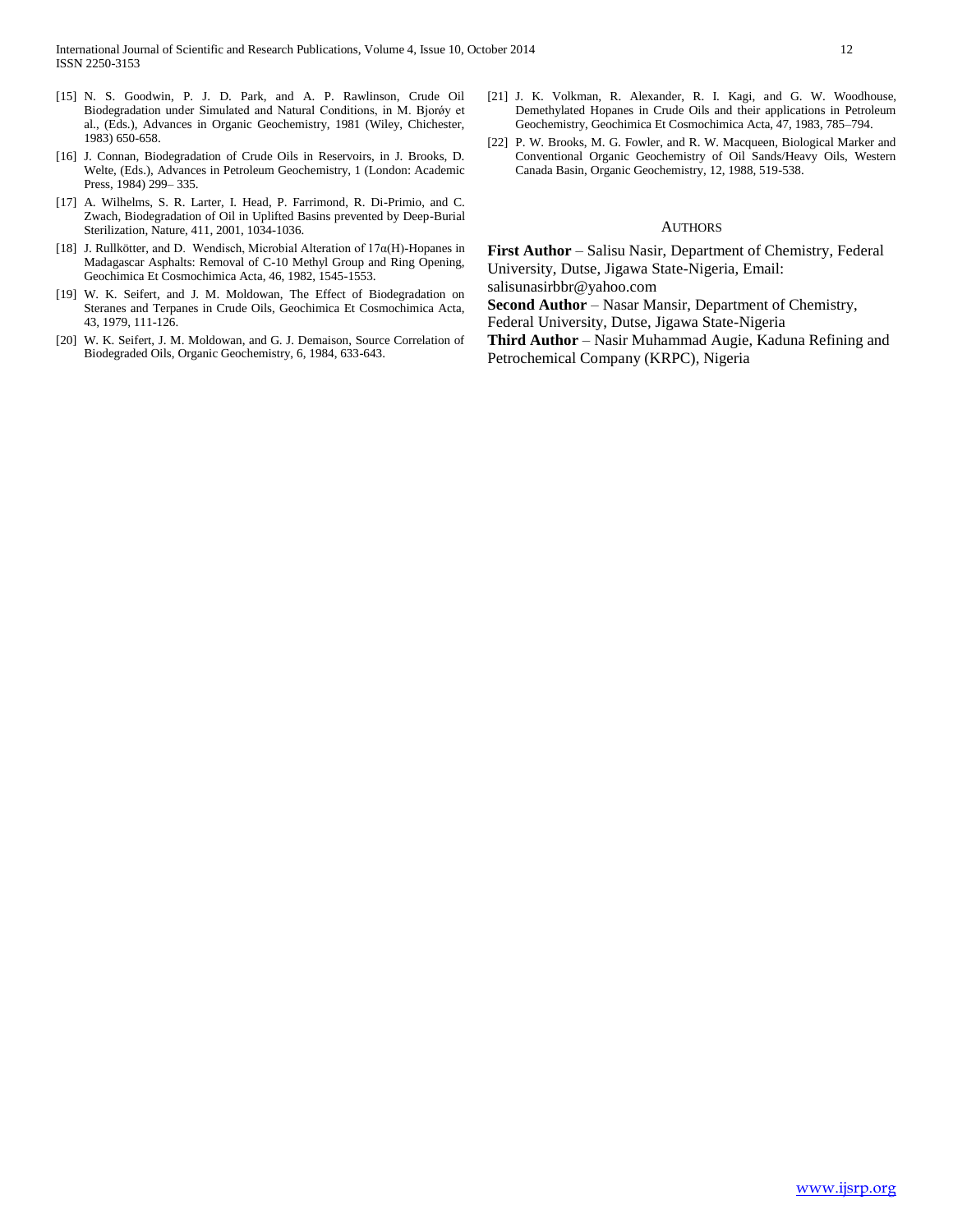[15] N. S. Goodwin, P. J. D. Park, and A. P. Rawlinson, Crude Oil Biodegradation under Simulated and Natural Conditions, in M. Bjorøy et al., (Eds.), Advances in Organic Geochemistry, 1981 (Wiley, Chichester, 1983) 650-658.

[16] J. Connan, Biodegradation of Crude Oils in Reservoirs, in J. Brooks, D. Welte, (Eds.), Advances in Petroleum Geochemistry, 1 (London: Academic Press, 1984) 299– 335.

[17] A. Wilhelms, S. R. Larter, I. Head, P. Farrimond, R. Di-Primio, and C. Zwach, Biodegradation of Oil in Uplifted Basins prevented by Deep-Burial Sterilization, Nature, 411, 2001, 1034-1036.

[18] J. Rullkötter, and D. Wendisch, Microbial Alteration of 17α(H)-Hopanes in Madagascar Asphalts: Removal of C-10 Methyl Group and Ring Opening, Geochimica Et Cosmochimica Acta, 46, 1982, 1545-1553.

[19] W. K. Seifert, and J. M. Moldowan, The Effect of Biodegradation on Steranes and Terpanes in Crude Oils, Geochimica Et Cosmochimica Acta, 43, 1979, 111-126.

[20] W. K. Seifert, J. M. Moldowan, and G. J. Demaison, Source Correlation of Biodegraded Oils, Organic Geochemistry, 6, 1984, 633-643.

[21] J. K. Volkman, R. Alexander, R. I. Kagi, and G. W. Woodhouse, Demethylated Hopanes in Crude Oils and their applications in Petroleum Geochemistry, Geochimica Et Cosmochimica Acta, 47, 1983, 785–794.

[22] P. W. Brooks, M. G. Fowler, and R. W. Macqueen, Biological Marker and Conventional Organic Geochemistry of Oil Sands/Heavy Oils, Western Canada Basin, Organic Geochemistry, 12, 1988, 519-538.

## AUTHORS

**First Author** – Salisu Nasir, Department of Chemistry, Federal University, Dutse, Jigawa State-Nigeria, Email: salisunasirbbr@yahoo.com

**Second Author** – Nasar Mansir, Department of Chemistry, Federal University, Dutse, Jigawa State-Nigeria

**Third Author** – Nasir Muhammad Augie, Kaduna Refining and Petrochemical Company (KRPC), Nigeria